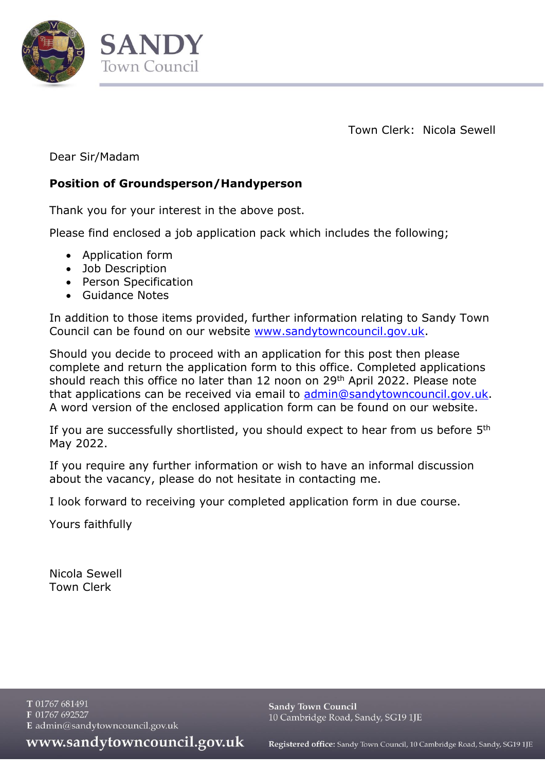# SANDY
Town Council

Town Clerk: Nicola Sewell

Dear Sir/Madam

**Position of Groundsperson/Handyperson**

Thank you for your interest in the above post.

Please find enclosed a job application pack which includes the following;

- Application form
- Job Description
- Person Specification
- Guidance Notes

In addition to those items provided, further information relating to Sandy Town Council can be found on our website www.sandytowncouncil.gov.uk.

Should you decide to proceed with an application for this post then please complete and return the application form to this office. Completed applications should reach this office no later than 12 noon on 29th April 2022. Please note that applications can be received via email to admin@sandytowncouncil.gov.uk. A word version of the enclosed application form can be found on our website.

If you are successfully shortlisted, you should expect to hear from us before 5th May 2022.

If you require any further information or wish to have an informal discussion about the vacancy, please do not hesitate in contacting me.

I look forward to receiving your completed application form in due course.

Yours faithfully

Nicola Sewell
Town Clerk

T 01767 681491
F 01767 692527
E admin@sandytowncouncil.gov.uk
www.sandytowncouncil.gov.uk

Sandy Town Council
10 Cambridge Road, Sandy, SG19 1JE

**Registered office:** Sandy Town Council, 10 Cambridge Road, Sandy, SG19 1JE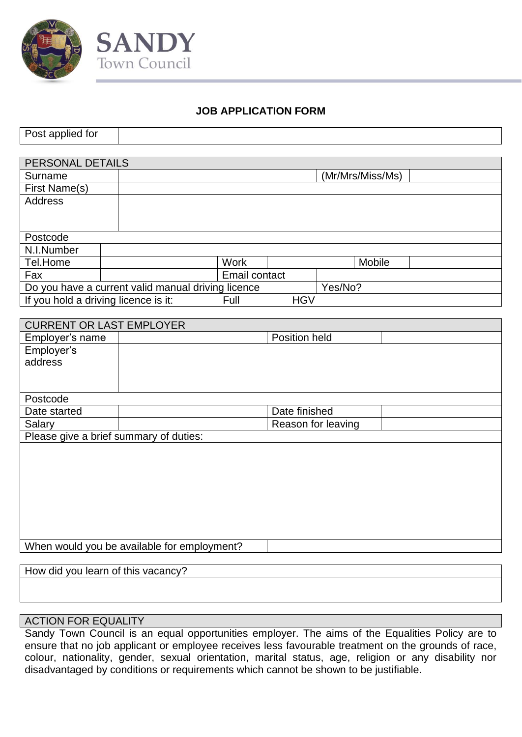**SANDY**
Town Council

# JOB APPLICATION FORM

| Post applied for | |
|---|---|

| PERSONAL DETAILS | | | | | |
|---|---|---|---|---|---|
| Surname | | | | (Mr/Mrs/Miss/Ms) | |
| First Name(s) | | | | | |
| Address | | | | | |
| Postcode | | | | | |
| N.I.Number | | | | | |
| Tel.Home | | Work | | Mobile | |
| Fax | | Email contact | | | |
| Do you have a current valid manual driving licence | | | | Yes/No? | |
| If you hold a driving licence is it: | | Full | HGV | | |

| CURRENT OR LAST EMPLOYER | | | |
|---|---|---|---|
| Employer's name | | Position held | |
| Employer's address | | | |
| Postcode | | | |
| Date started | | Date finished | |
| Salary | | Reason for leaving | |
| Please give a brief summary of duties: | | | |
| | | | |
| When would you be available for employment? | | | |

| How did you learn of this vacancy? |
|---|
| |

## ACTION FOR EQUALITY

Sandy Town Council is an equal opportunities employer. The aims of the Equalities Policy are to ensure that no job applicant or employee receives less favourable treatment on the grounds of race, colour, nationality, gender, sexual orientation, marital status, age, religion or any disability nor disadvantaged by conditions or requirements which cannot be shown to be justifiable.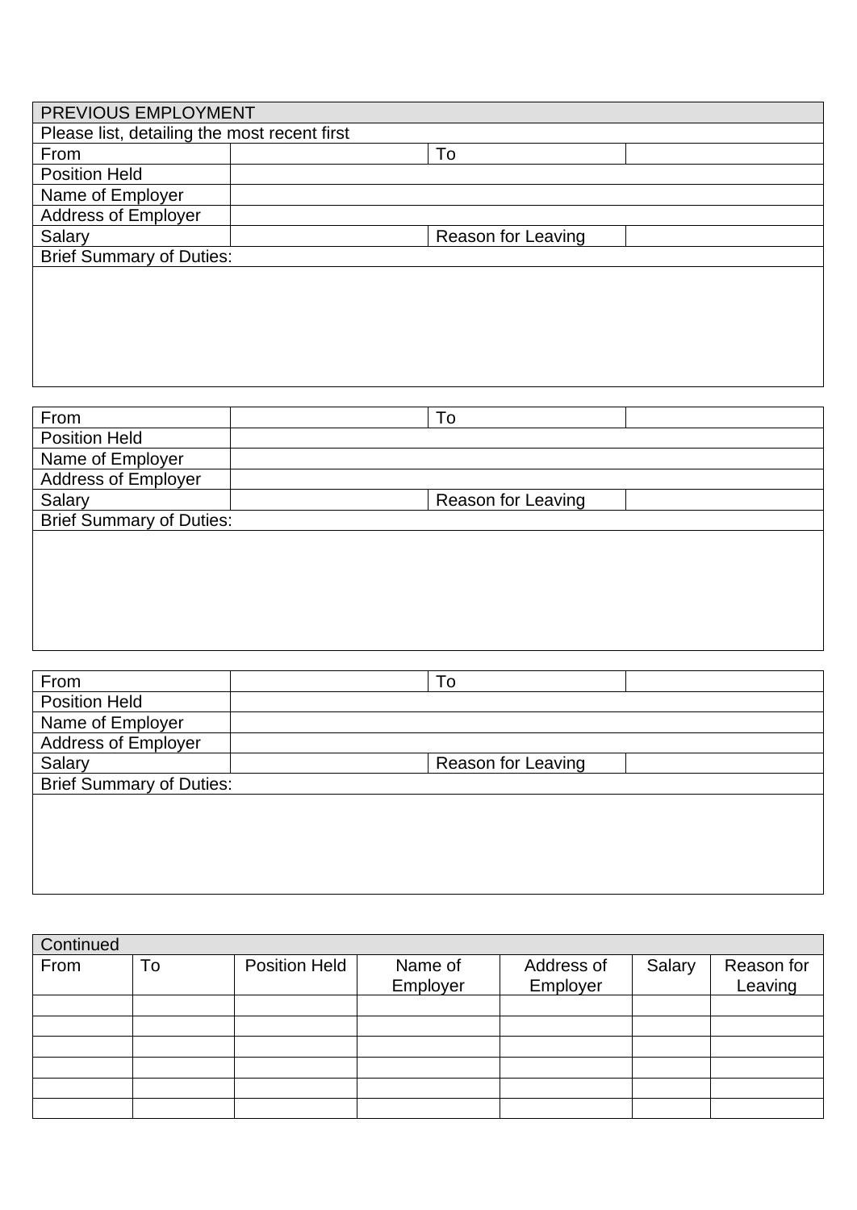| PREVIOUS EMPLOYMENT | | | |
|---|---|---|---|
| Please list, detailing the most recent first | | | |
| From | | To | |
| Position Held | | | |
| Name of Employer | | | |
| Address of Employer | | | |
| Salary | | Reason for Leaving | |
| Brief Summary of Duties: | | | |
| | | | |

| From | | To | |
|---|---|---|---|
| Position Held | | | |
| Name of Employer | | | |
| Address of Employer | | | |
| Salary | | Reason for Leaving | |
| Brief Summary of Duties: | | | |
| | | | |

| From | | To | |
|---|---|---|---|
| Position Held | | | |
| Name of Employer | | | |
| Address of Employer | | | |
| Salary | | Reason for Leaving | |
| Brief Summary of Duties: | | | |
| | | | |

| Continued | | | | | | |
|---|---|---|---|---|---|---|
| From | To | Position Held | Name of Employer | Address of Employer | Salary | Reason for Leaving |
| | | | | | | |
| | | | | | | |
| | | | | | | |
| | | | | | | |
| | | | | | | |
| | | | | | | |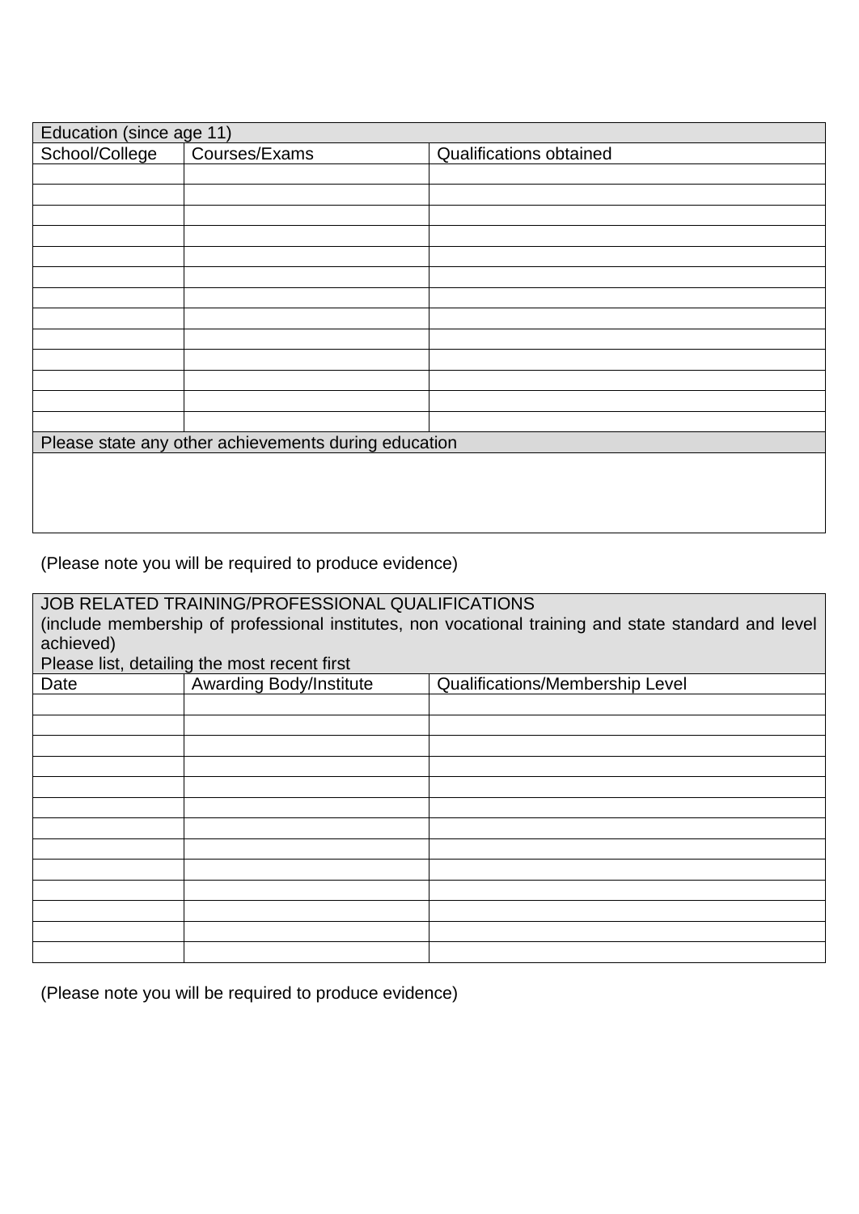| Education (since age 11) | | |
|---|---|---|
| School/College | Courses/Exams | Qualifications obtained |
| | | |
| | | |
| | | |
| | | |
| | | |
| | | |
| | | |
| | | |
| | | |
| | | |
| | | |
| | | |
| | | |
| Please state any other achievements during education | | |
| | | |

(Please note you will be required to produce evidence)

| JOB RELATED TRAINING/PROFESSIONAL QUALIFICATIONS (include membership of professional institutes, non vocational training and state standard and level achieved) Please list, detailing the most recent first | | |
|---|---|---|
| Date | Awarding Body/Institute | Qualifications/Membership Level |
| | | |
| | | |
| | | |
| | | |
| | | |
| | | |
| | | |
| | | |
| | | |
| | | |
| | | |
| | | |
| | | |

(Please note you will be required to produce evidence)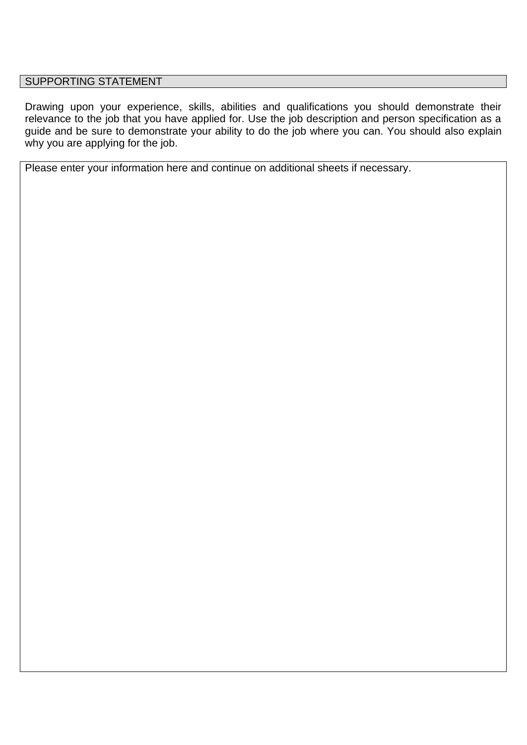## SUPPORTING STATEMENT

Drawing upon your experience, skills, abilities and qualifications you should demonstrate their relevance to the job that you have applied for. Use the job description and person specification as a guide and be sure to demonstrate your ability to do the job where you can. You should also explain why you are applying for the job.

Please enter your information here and continue on additional sheets if necessary.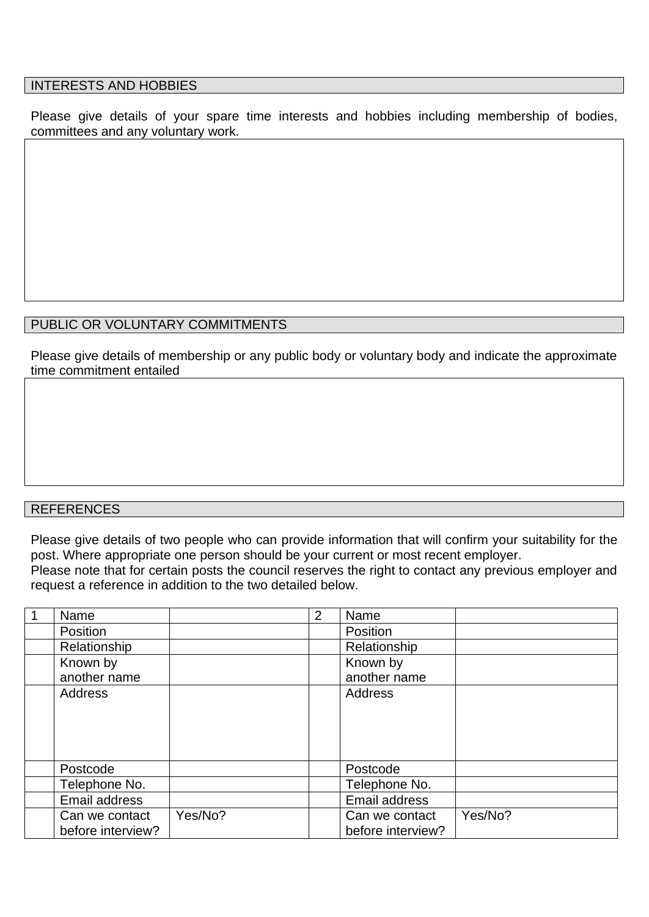## INTERESTS AND HOBBIES

Please give details of your spare time interests and hobbies including membership of bodies, committees and any voluntary work.

## PUBLIC OR VOLUNTARY COMMITMENTS

Please give details of membership or any public body or voluntary body and indicate the approximate time commitment entailed

## REFERENCES

Please give details of two people who can provide information that will confirm your suitability for the post. Where appropriate one person should be your current or most recent employer.
Please note that for certain posts the council reserves the right to contact any previous employer and request a reference in addition to the two detailed below.

| 1 | Name | | 2 | Name | |
|---|---|---|---|---|---|
| | Position | | | Position | |
| | Relationship | | | Relationship | |
| | Known by another name | | | Known by another name | |
| | Address | | | Address | |
| | Postcode | | | Postcode | |
| | Telephone No. | | | Telephone No. | |
| | Email address | | | Email address | |
| | Can we contact before interview? | Yes/No? | | Can we contact before interview? | Yes/No? |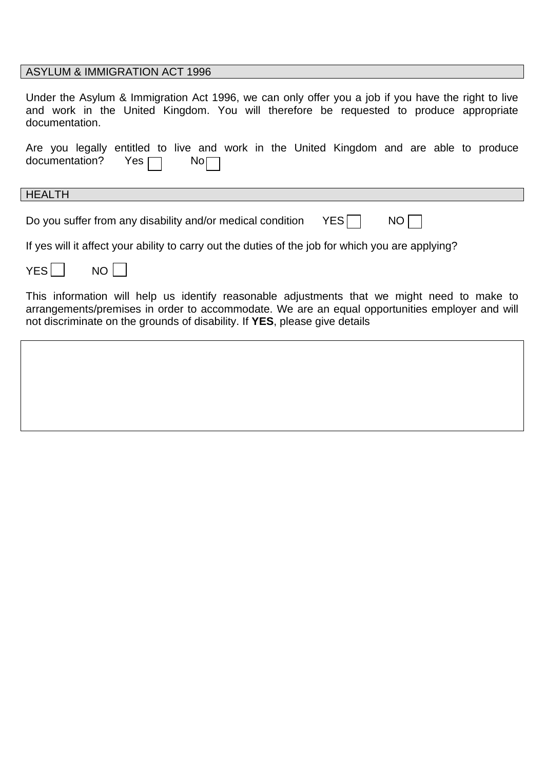## ASYLUM & IMMIGRATION ACT 1996

Under the Asylum & Immigration Act 1996, we can only offer you a job if you have the right to live and work in the United Kingdom. You will therefore be requested to produce appropriate documentation.

Are you legally entitled to live and work in the United Kingdom and are able to produce documentation? Yes ☐ No ☐

## HEALTH

Do you suffer from any disability and/or medical condition YES ☐ NO ☐

If yes will it affect your ability to carry out the duties of the job for which you are applying?

YES ☐ NO ☐

This information will help us identify reasonable adjustments that we might need to make to arrangements/premises in order to accommodate. We are an equal opportunities employer and will not discriminate on the grounds of disability. If **YES**, please give details

| |
|---|
| |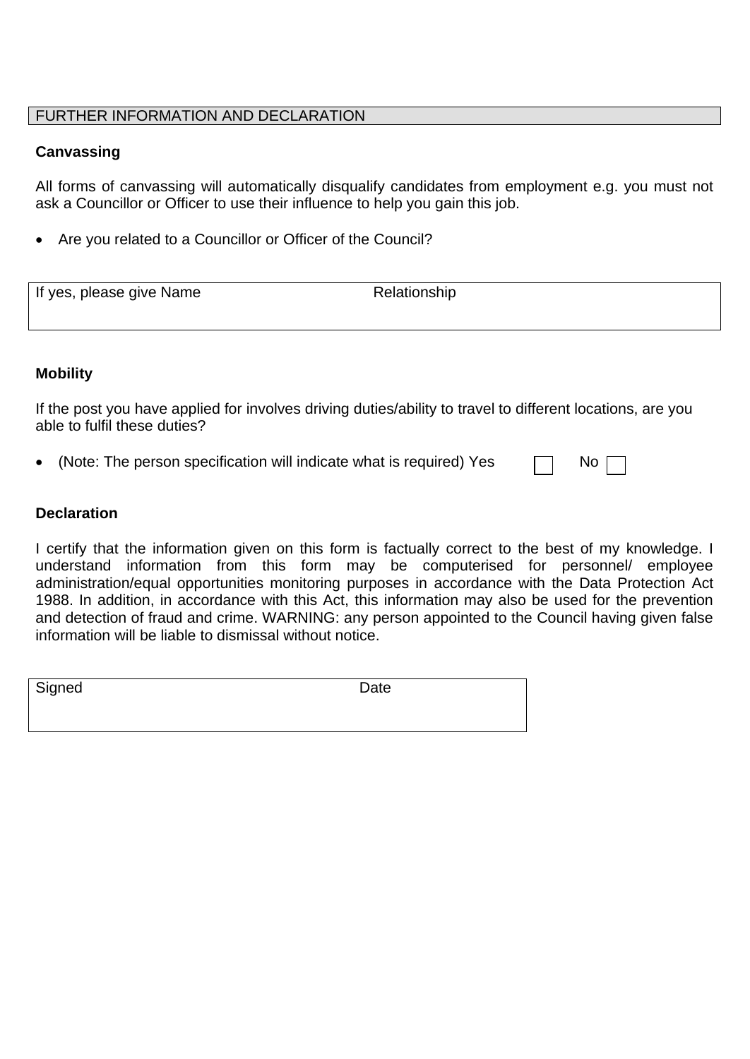## FURTHER INFORMATION AND DECLARATION

### Canvassing

All forms of canvassing will automatically disqualify candidates from employment e.g. you must not ask a Councillor or Officer to use their influence to help you gain this job.

- Are you related to a Councillor or Officer of the Council?

| If yes, please give Name | Relationship |
|---|---|
| | |

### Mobility

If the post you have applied for involves driving duties/ability to travel to different locations, are you able to fulfil these duties?

- (Note: The person specification will indicate what is required) Yes ☐ No ☐

### Declaration

I certify that the information given on this form is factually correct to the best of my knowledge. I understand information from this form may be computerised for personnel/ employee administration/equal opportunities monitoring purposes in accordance with the Data Protection Act 1988. In addition, in accordance with this Act, this information may also be used for the prevention and detection of fraud and crime. WARNING: any person appointed to the Council having given false information will be liable to dismissal without notice.

| Signed | Date |
|---|---|
| | |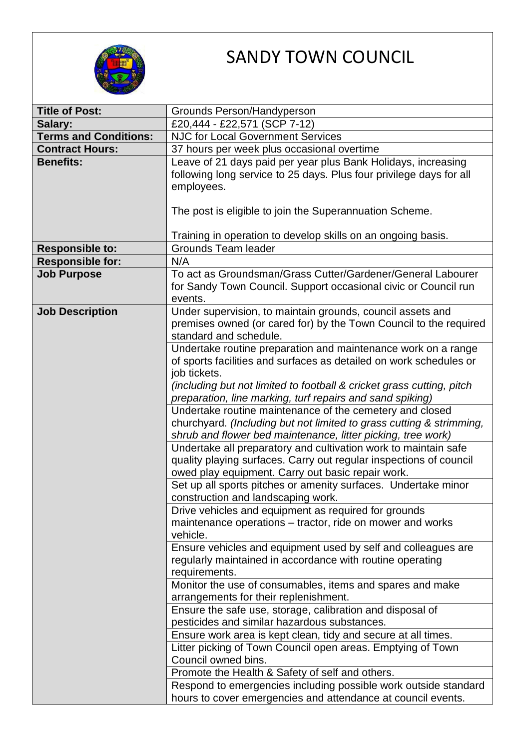# SANDY TOWN COUNCIL

| | |
|---|---|
| **Title of Post:** | Grounds Person/Handyperson |
| **Salary:** | £20,444 - £22,571 (SCP 7-12) |
| **Terms and Conditions:** | NJC for Local Government Services |
| **Contract Hours:** | 37 hours per week plus occasional overtime |
| **Benefits:** | Leave of 21 days paid per year plus Bank Holidays, increasing following long service to 25 days. Plus four privilege days for all employees.<br><br>The post is eligible to join the Superannuation Scheme.<br><br>Training in operation to develop skills on an ongoing basis. |
| **Responsible to:** | Grounds Team leader |
| **Responsible for:** | N/A |
| **Job Purpose** | To act as Groundsman/Grass Cutter/Gardener/General Labourer for Sandy Town Council. Support occasional civic or Council run events. |
| **Job Description** | Under supervision, to maintain grounds, council assets and premises owned (or cared for) by the Town Council to the required standard and schedule. |
| | Undertake routine preparation and maintenance work on a range of sports facilities and surfaces as detailed on work schedules or job tickets.<br>*(including but not limited to football & cricket grass cutting, pitch preparation, line marking, turf repairs and sand spiking)* |
| | Undertake routine maintenance of the cemetery and closed churchyard. *(Including but not limited to grass cutting & strimming, shrub and flower bed maintenance, litter picking, tree work)* |
| | Undertake all preparatory and cultivation work to maintain safe quality playing surfaces. Carry out regular inspections of council owed play equipment. Carry out basic repair work. |
| | Set up all sports pitches or amenity surfaces. Undertake minor construction and landscaping work. |
| | Drive vehicles and equipment as required for grounds maintenance operations – tractor, ride on mower and works vehicle. |
| | Ensure vehicles and equipment used by self and colleagues are regularly maintained in accordance with routine operating requirements. |
| | Monitor the use of consumables, items and spares and make arrangements for their replenishment. |
| | Ensure the safe use, storage, calibration and disposal of pesticides and similar hazardous substances. |
| | Ensure work area is kept clean, tidy and secure at all times. |
| | Litter picking of Town Council open areas. Emptying of Town Council owned bins. |
| | Promote the Health & Safety of self and others. |
| | Respond to emergencies including possible work outside standard hours to cover emergencies and attendance at council events. |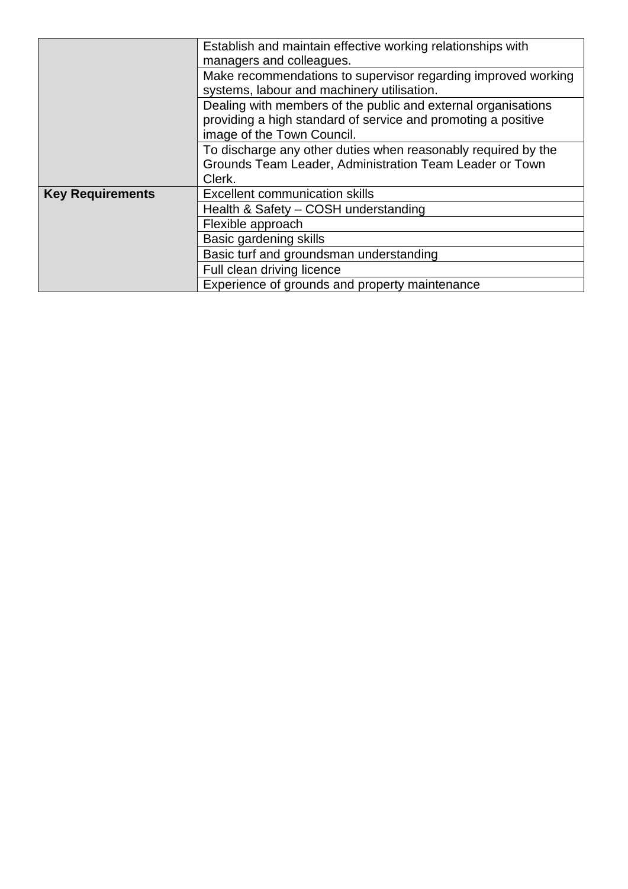| | |
|---|---|
| | Establish and maintain effective working relationships with managers and colleagues. |
| | Make recommendations to supervisor regarding improved working systems, labour and machinery utilisation. |
| | Dealing with members of the public and external organisations providing a high standard of service and promoting a positive image of the Town Council. |
| | To discharge any other duties when reasonably required by the Grounds Team Leader, Administration Team Leader or Town Clerk. |
| **Key Requirements** | Excellent communication skills |
| | Health & Safety – COSH understanding |
| | Flexible approach |
| | Basic gardening skills |
| | Basic turf and groundsman understanding |
| | Full clean driving licence |
| | Experience of grounds and property maintenance |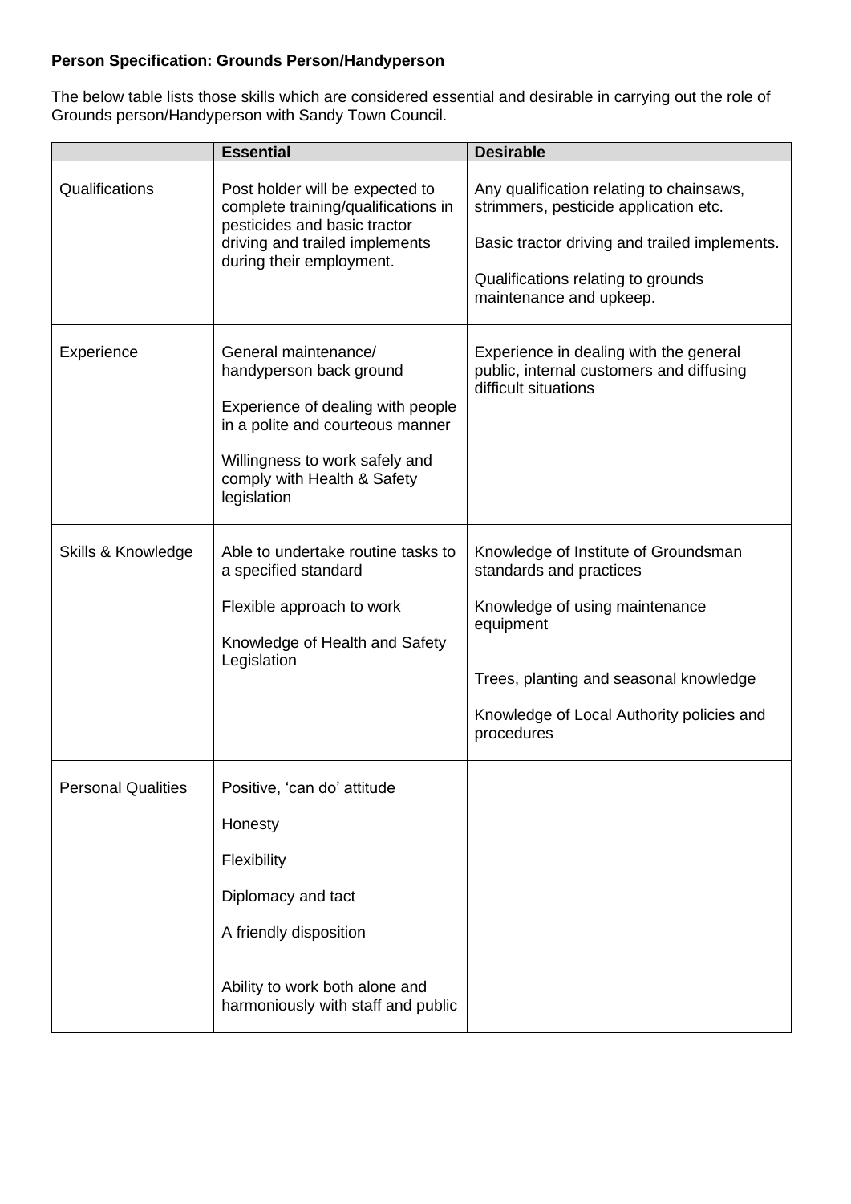**Person Specification: Grounds Person/Handyperson**

The below table lists those skills which are considered essential and desirable in carrying out the role of Grounds person/Handyperson with Sandy Town Council.

| | **Essential** | **Desirable** |
|---|---|---|
| Qualifications | Post holder will be expected to complete training/qualifications in pesticides and basic tractor driving and trailed implements during their employment. | Any qualification relating to chainsaws, strimmers, pesticide application etc.<br><br>Basic tractor driving and trailed implements.<br><br>Qualifications relating to grounds maintenance and upkeep. |
| Experience | General maintenance/ handyperson back ground<br><br>Experience of dealing with people in a polite and courteous manner<br><br>Willingness to work safely and comply with Health & Safety legislation | Experience in dealing with the general public, internal customers and diffusing difficult situations |
| Skills & Knowledge | Able to undertake routine tasks to a specified standard<br><br>Flexible approach to work<br><br>Knowledge of Health and Safety Legislation | Knowledge of Institute of Groundsman standards and practices<br><br>Knowledge of using maintenance equipment<br><br>Trees, planting and seasonal knowledge<br><br>Knowledge of Local Authority policies and procedures |
| Personal Qualities | Positive, 'can do' attitude<br><br>Honesty<br><br>Flexibility<br><br>Diplomacy and tact<br><br>A friendly disposition<br><br>Ability to work both alone and harmoniously with staff and public | |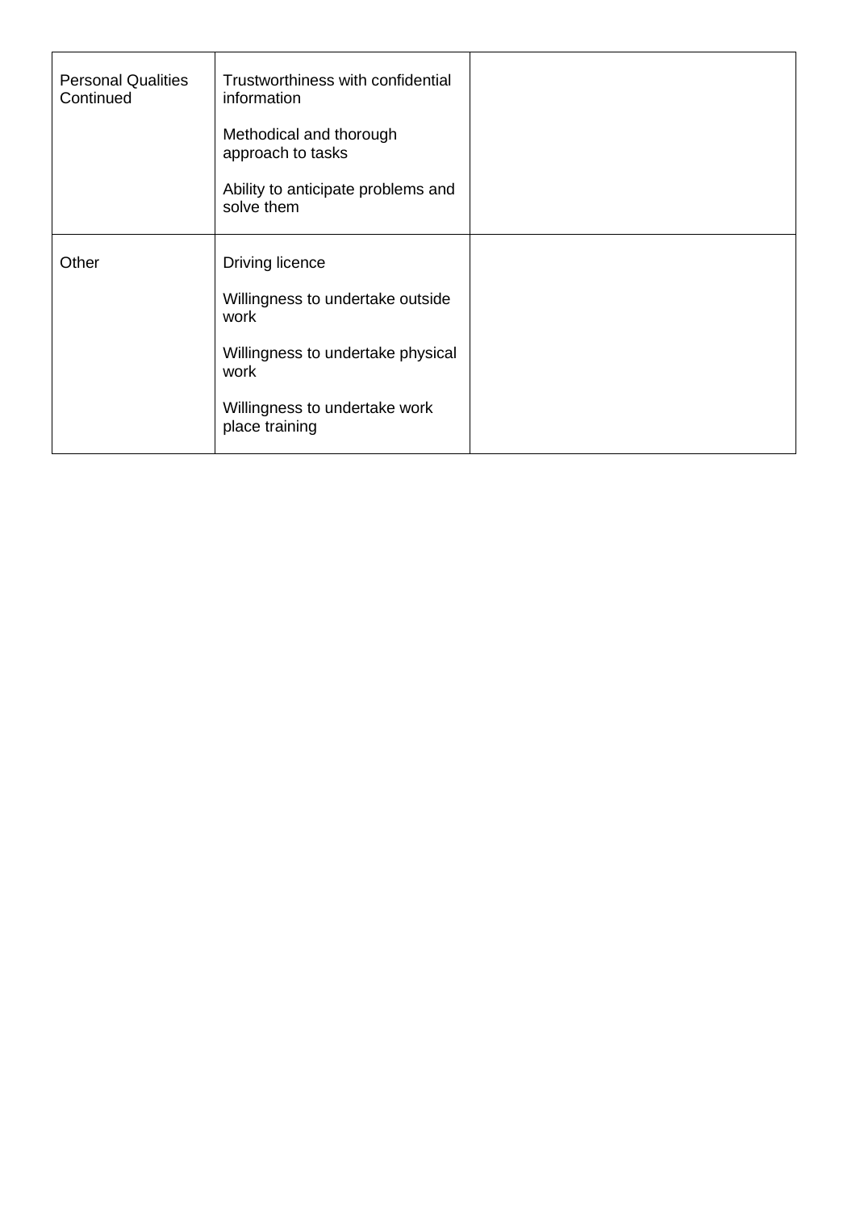| Personal Qualities Continued | Trustworthiness with confidential information<br><br>Methodical and thorough approach to tasks<br><br>Ability to anticipate problems and solve them | |
|---|---|---|
| Other | Driving licence<br><br>Willingness to undertake outside work<br><br>Willingness to undertake physical work<br><br>Willingness to undertake work place training | |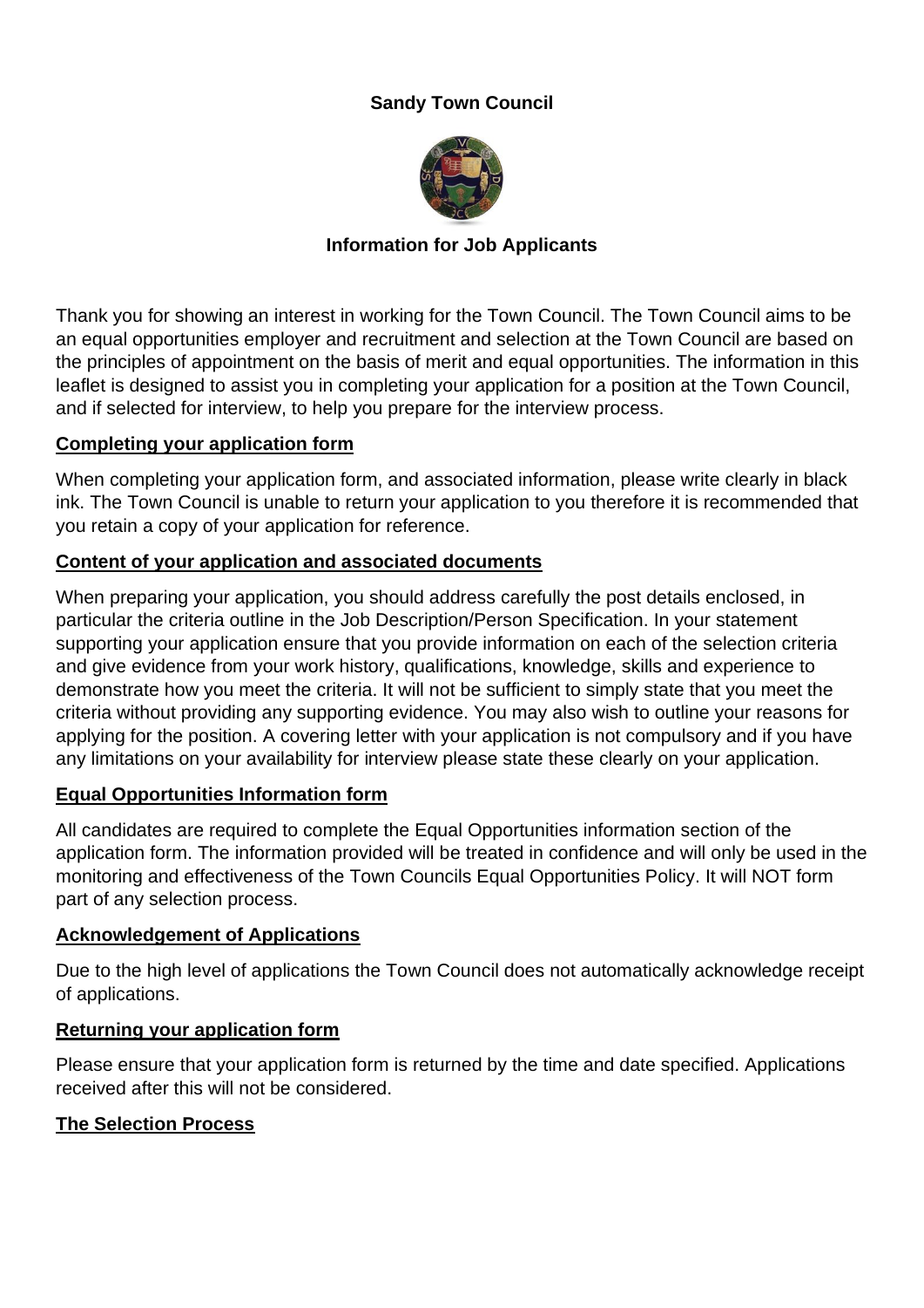**Sandy Town Council**

**Information for Job Applicants**

Thank you for showing an interest in working for the Town Council. The Town Council aims to be an equal opportunities employer and recruitment and selection at the Town Council are based on the principles of appointment on the basis of merit and equal opportunities. The information in this leaflet is designed to assist you in completing your application for a position at the Town Council, and if selected for interview, to help you prepare for the interview process.

## Completing your application form

When completing your application form, and associated information, please write clearly in black ink. The Town Council is unable to return your application to you therefore it is recommended that you retain a copy of your application for reference.

## Content of your application and associated documents

When preparing your application, you should address carefully the post details enclosed, in particular the criteria outline in the Job Description/Person Specification. In your statement supporting your application ensure that you provide information on each of the selection criteria and give evidence from your work history, qualifications, knowledge, skills and experience to demonstrate how you meet the criteria. It will not be sufficient to simply state that you meet the criteria without providing any supporting evidence. You may also wish to outline your reasons for applying for the position. A covering letter with your application is not compulsory and if you have any limitations on your availability for interview please state these clearly on your application.

## Equal Opportunities Information form

All candidates are required to complete the Equal Opportunities information section of the application form. The information provided will be treated in confidence and will only be used in the monitoring and effectiveness of the Town Councils Equal Opportunities Policy. It will NOT form part of any selection process.

## Acknowledgement of Applications

Due to the high level of applications the Town Council does not automatically acknowledge receipt of applications.

## Returning your application form

Please ensure that your application form is returned by the time and date specified. Applications received after this will not be considered.

## The Selection Process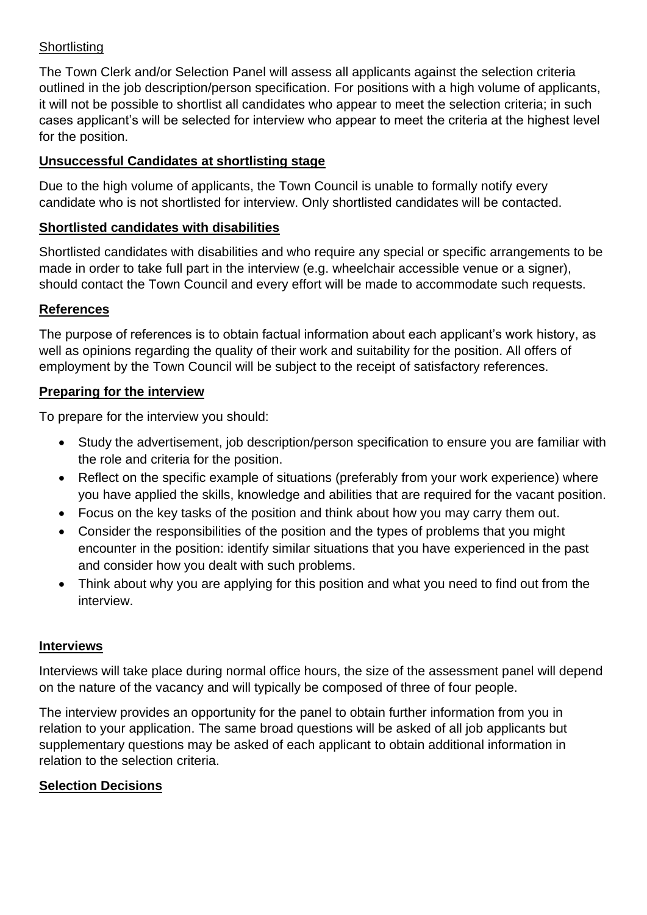Shortlisting

The Town Clerk and/or Selection Panel will assess all applicants against the selection criteria outlined in the job description/person specification. For positions with a high volume of applicants, it will not be possible to shortlist all candidates who appear to meet the selection criteria; in such cases applicant's will be selected for interview who appear to meet the criteria at the highest level for the position.

**Unsuccessful Candidates at shortlisting stage**

Due to the high volume of applicants, the Town Council is unable to formally notify every candidate who is not shortlisted for interview. Only shortlisted candidates will be contacted.

**Shortlisted candidates with disabilities**

Shortlisted candidates with disabilities and who require any special or specific arrangements to be made in order to take full part in the interview (e.g. wheelchair accessible venue or a signer), should contact the Town Council and every effort will be made to accommodate such requests.

**References**

The purpose of references is to obtain factual information about each applicant's work history, as well as opinions regarding the quality of their work and suitability for the position. All offers of employment by the Town Council will be subject to the receipt of satisfactory references.

**Preparing for the interview**

To prepare for the interview you should:

- Study the advertisement, job description/person specification to ensure you are familiar with the role and criteria for the position.
- Reflect on the specific example of situations (preferably from your work experience) where you have applied the skills, knowledge and abilities that are required for the vacant position.
- Focus on the key tasks of the position and think about how you may carry them out.
- Consider the responsibilities of the position and the types of problems that you might encounter in the position: identify similar situations that you have experienced in the past and consider how you dealt with such problems.
- Think about why you are applying for this position and what you need to find out from the interview.

**Interviews**

Interviews will take place during normal office hours, the size of the assessment panel will depend on the nature of the vacancy and will typically be composed of three of four people.

The interview provides an opportunity for the panel to obtain further information from you in relation to your application. The same broad questions will be asked of all job applicants but supplementary questions may be asked of each applicant to obtain additional information in relation to the selection criteria.

**Selection Decisions**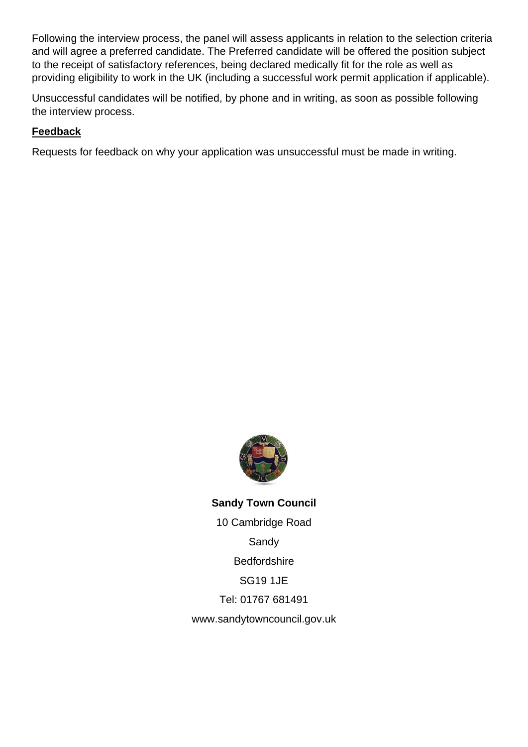Following the interview process, the panel will assess applicants in relation to the selection criteria and will agree a preferred candidate. The Preferred candidate will be offered the position subject to the receipt of satisfactory references, being declared medically fit for the role as well as providing eligibility to work in the UK (including a successful work permit application if applicable).

Unsuccessful candidates will be notified, by phone and in writing, as soon as possible following the interview process.

**Feedback**

Requests for feedback on why your application was unsuccessful must be made in writing.

**Sandy Town Council**

10 Cambridge Road

Sandy

Bedfordshire

SG19 1JE

Tel: 01767 681491

www.sandytowncouncil.gov.uk